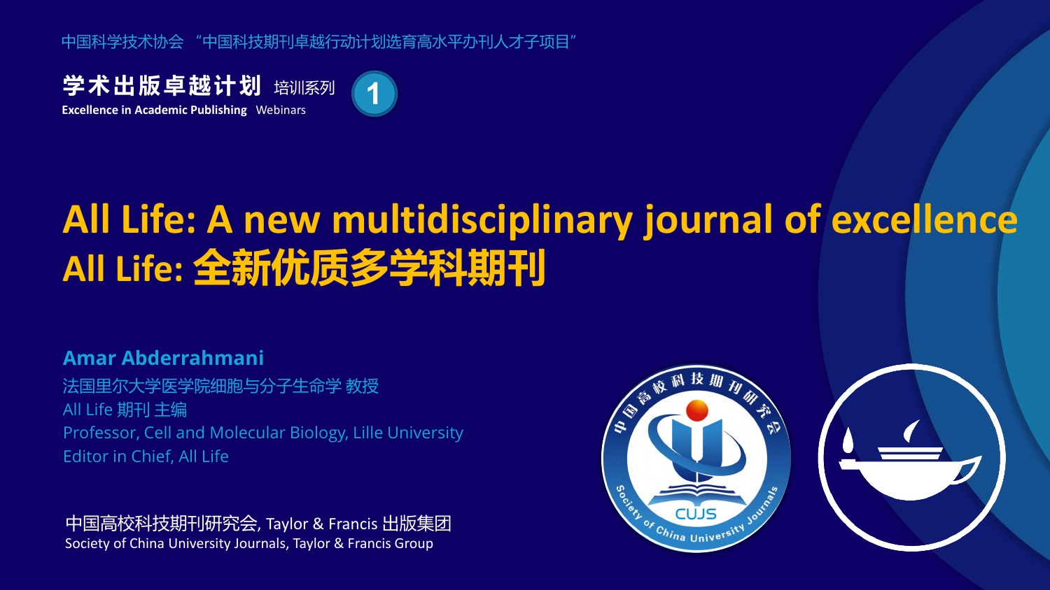中国科学技术协会 “中国科技期刊卓越行动计划选育高水平办刊人才子项目”

**学术出版卓越计划** 培训系列 1

**Excellence in Academic Publishing** Webinars

# All Life: A new multidisciplinary journal of excellence
# All Life: 全新优质多学科期刊

**Amar Abderrahmani**

法国里尔大学医学院细胞与分子生命学 教授

All Life 期刊 主编

Professor, Cell and Molecular Biology, Lille University

Editor in Chief, All Life

中国高校科技期刊研究会, Taylor & Francis 出版集团

Society of China University Journals, Taylor & Francis Group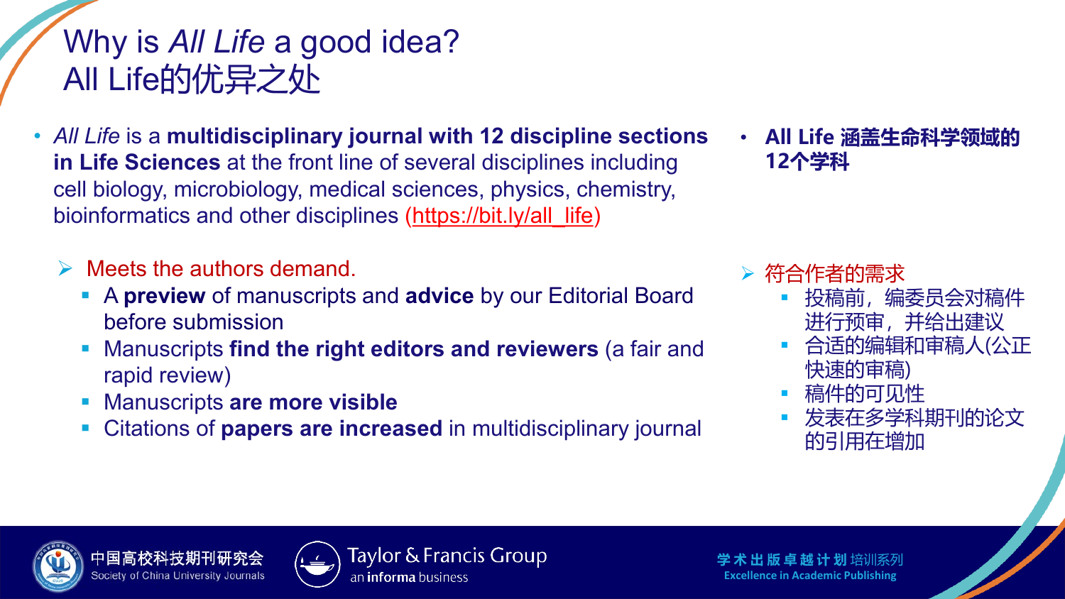# Why is *All Life* a good idea?
# All Life的优异之处

- *All Life* is a **multidisciplinary journal with 12 discipline sections in Life Sciences** at the front line of several disciplines including cell biology, microbiology, medical sciences, physics, chemistry, bioinformatics and other disciplines (https://bit.ly/all_life)

  - Meets the authors demand.
    - A **preview** of manuscripts and **advice** by our Editorial Board before submission
    - Manuscripts **find the right editors and reviewers** (a fair and rapid review)
    - Manuscripts **are more visible**
    - Citations of **papers are increased** in multidisciplinary journal

- **All Life 涵盖生命科学领域的12个学科**

  - 符合作者的需求
    - 投稿前，编委员会对稿件进行预审，并给出建议
    - 合适的编辑和审稿人(公正快速的审稿)
    - 稿件的可见性
    - 发表在多学科期刊的论文的引用在增加

中国高校科技期刊研究会
Society of China University Journals

Taylor & Francis Group
an informa business

学术出版卓越计划培训系列
Excellence in Academic Publishing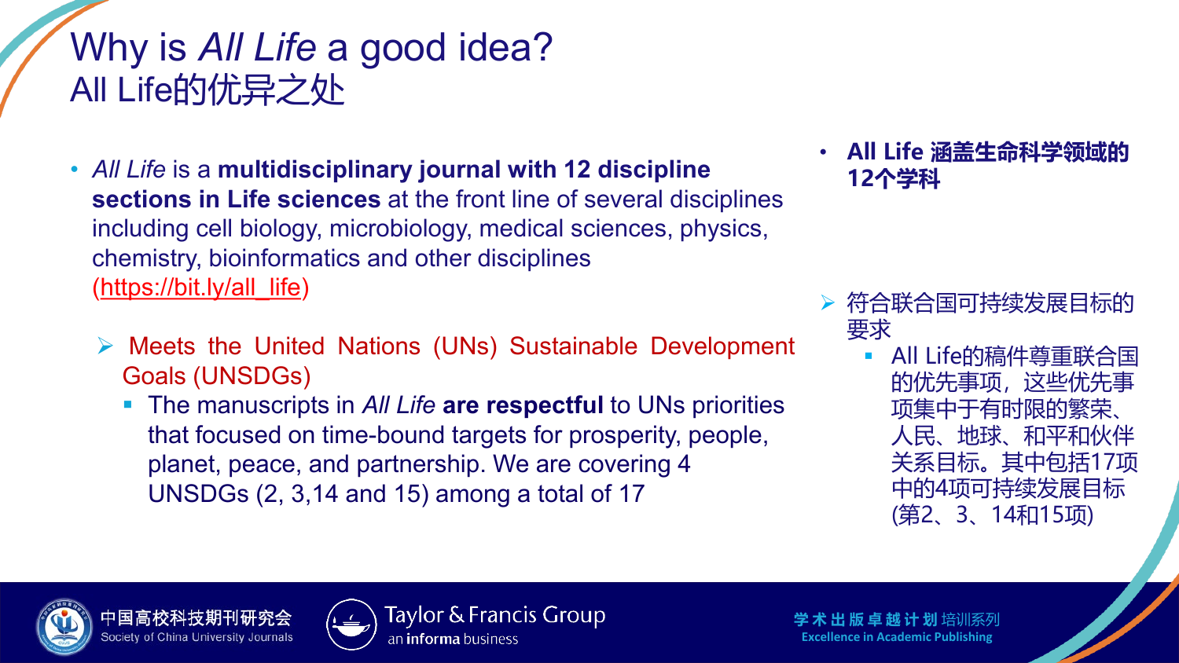# Why is *All Life* a good idea?
# All Life的优异之处

- *All Life* is a **multidisciplinary journal with 12 discipline sections in Life sciences** at the front line of several disciplines including cell biology, microbiology, medical sciences, physics, chemistry, bioinformatics and other disciplines (https://bit.ly/all_life)
  - Meets the United Nations (UNs) Sustainable Development Goals (UNSDGs)
    - The manuscripts in *All Life* **are respectful** to UNs priorities that focused on time-bound targets for prosperity, people, planet, peace, and partnership. We are covering 4 UNSDGs (2, 3,14 and 15) among a total of 17

- **All Life 涵盖生命科学领域的12个学科**
  - 符合联合国可持续发展目标的要求
    - All Life的稿件尊重联合国的优先事项，这些优先事项集中于有时限的繁荣、人民、地球、和平和伙伴关系目标。其中包括17项中的4项可持续发展目标(第2、3、14和15项)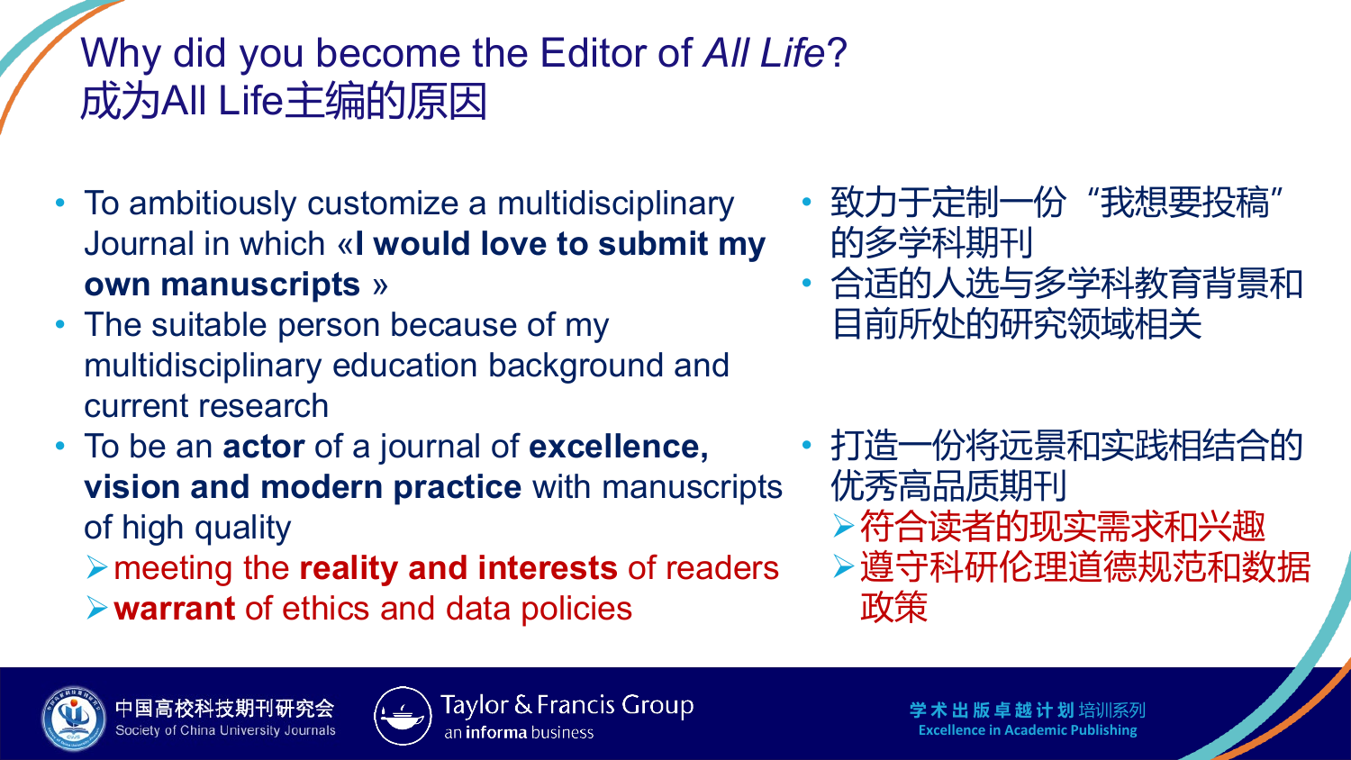# Why did you become the Editor of *All Life*?
# 成为All Life主编的原因

- To ambitiously customize a multidisciplinary Journal in which «**I would love to submit my own manuscripts** »
- The suitable person because of my multidisciplinary education background and current research
- To be an **actor** of a journal of **excellence, vision and modern practice** with manuscripts of high quality
  - meeting the **reality and interests** of readers
  - **warrant** of ethics and data policies

- 致力于定制一份"我想要投稿"的多学科期刊
- 合适的人选与多学科教育背景和目前所处的研究领域相关
- 打造一份将远景和实践相结合的优秀高品质期刊
  - 符合读者的现实需求和兴趣
  - 遵守科研伦理道德规范和数据政策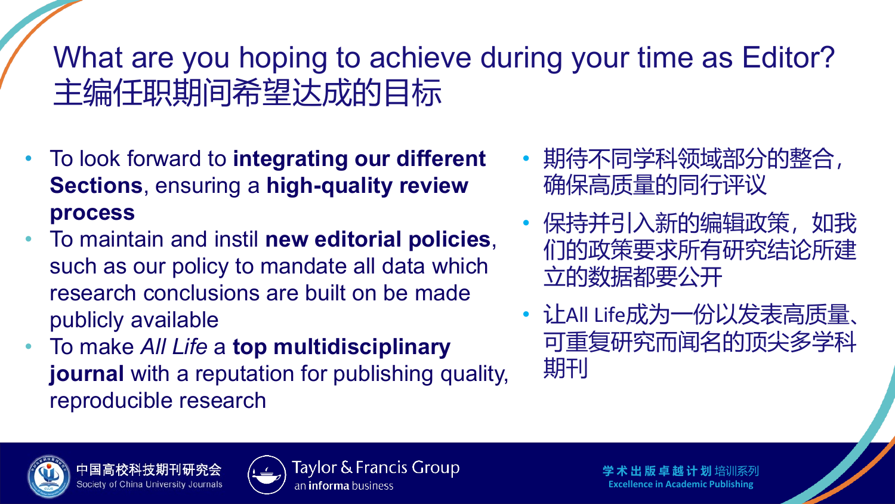# What are you hoping to achieve during your time as Editor?
# 主编任职期间希望达成的目标

- To look forward to **integrating our different Sections**, ensuring a **high-quality review process**
- To maintain and instil **new editorial policies**, such as our policy to mandate all data which research conclusions are built on be made publicly available
- To make *All Life* a **top multidisciplinary journal** with a reputation for publishing quality, reproducible research

- 期待不同学科领域部分的整合，确保高质量的同行评议
- 保持并引入新的编辑政策，如我们的政策要求所有研究结论所建立的数据都要公开
- 让All Life成为一份以发表高质量、可重复研究而闻名的顶尖多学科期刊